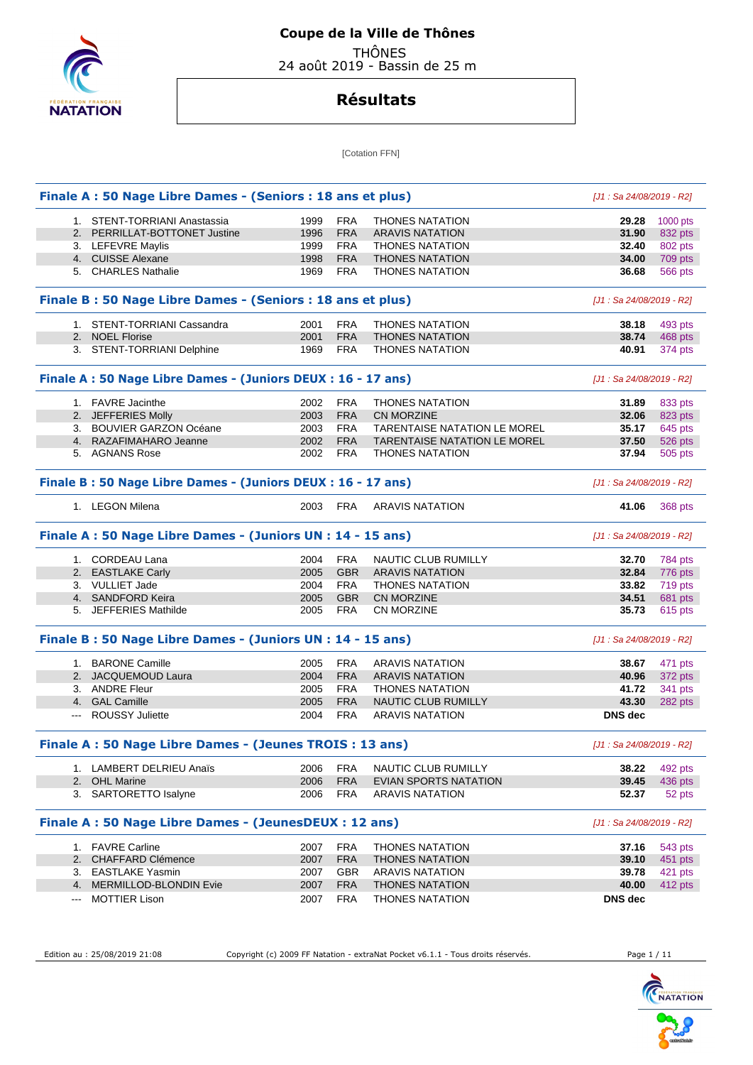# Coupe de la Ville de Thônes

THÔNES

24 août 2019 - Bassin de 25 m

## Résultats

[Cotation FFN]

### Finale A : 50 Nage Libre Dames - (Seniors : 18 ans et plus)

*[J1 : Sa 24/08/2019 - R2]*

| | Nom | Année | Nat. | Club | Temps | Points |
|---|---|---|---|---|---|---|
| 1. | STENT-TORRIANI Anastassia | 1999 | FRA | THONES NATATION | **29.28** | 1000 pts |
| 2. | PERRILLAT-BOTTONET Justine | 1996 | FRA | ARAVIS NATATION | **31.90** | 832 pts |
| 3. | LEFEVRE Maylis | 1999 | FRA | THONES NATATION | **32.40** | 802 pts |
| 4. | CUISSE Alexane | 1998 | FRA | THONES NATATION | **34.00** | 709 pts |
| 5. | CHARLES Nathalie | 1969 | FRA | THONES NATATION | **36.68** | 566 pts |

### Finale B : 50 Nage Libre Dames - (Seniors : 18 ans et plus)

*[J1 : Sa 24/08/2019 - R2]*

| | Nom | Année | Nat. | Club | Temps | Points |
|---|---|---|---|---|---|---|
| 1. | STENT-TORRIANI Cassandra | 2001 | FRA | THONES NATATION | **38.18** | 493 pts |
| 2. | NOEL Florise | 2001 | FRA | THONES NATATION | **38.74** | 468 pts |
| 3. | STENT-TORRIANI Delphine | 1969 | FRA | THONES NATATION | **40.91** | 374 pts |

### Finale A : 50 Nage Libre Dames - (Juniors DEUX : 16 - 17 ans)

*[J1 : Sa 24/08/2019 - R2]*

| | Nom | Année | Nat. | Club | Temps | Points |
|---|---|---|---|---|---|---|
| 1. | FAVRE Jacinthe | 2002 | FRA | THONES NATATION | **31.89** | 833 pts |
| 2. | JEFFERIES Molly | 2003 | FRA | CN MORZINE | **32.06** | 823 pts |
| 3. | BOUVIER GARZON Océane | 2003 | FRA | TARENTAISE NATATION LE MOREL | **35.17** | 645 pts |
| 4. | RAZAFIMAHARO Jeanne | 2002 | FRA | TARENTAISE NATATION LE MOREL | **37.50** | 526 pts |
| 5. | AGNANS Rose | 2002 | FRA | THONES NATATION | **37.94** | 505 pts |

### Finale B : 50 Nage Libre Dames - (Juniors DEUX : 16 - 17 ans)

*[J1 : Sa 24/08/2019 - R2]*

| | Nom | Année | Nat. | Club | Temps | Points |
|---|---|---|---|---|---|---|
| 1. | LEGON Milena | 2003 | FRA | ARAVIS NATATION | **41.06** | 368 pts |

### Finale A : 50 Nage Libre Dames - (Juniors UN : 14 - 15 ans)

*[J1 : Sa 24/08/2019 - R2]*

| | Nom | Année | Nat. | Club | Temps | Points |
|---|---|---|---|---|---|---|
| 1. | CORDEAU Lana | 2004 | FRA | NAUTIC CLUB RUMILLY | **32.70** | 784 pts |
| 2. | EASTLAKE Carly | 2005 | GBR | ARAVIS NATATION | **32.84** | 776 pts |
| 3. | VULLIET Jade | 2004 | FRA | THONES NATATION | **33.82** | 719 pts |
| 4. | SANDFORD Keira | 2005 | GBR | CN MORZINE | **34.51** | 681 pts |
| 5. | JEFFERIES Mathilde | 2005 | FRA | CN MORZINE | **35.73** | 615 pts |

### Finale B : 50 Nage Libre Dames - (Juniors UN : 14 - 15 ans)

*[J1 : Sa 24/08/2019 - R2]*

| | Nom | Année | Nat. | Club | Temps | Points |
|---|---|---|---|---|---|---|
| 1. | BARONE Camille | 2005 | FRA | ARAVIS NATATION | **38.67** | 471 pts |
| 2. | JACQUEMOUD Laura | 2004 | FRA | ARAVIS NATATION | **40.96** | 372 pts |
| 3. | ANDRE Fleur | 2005 | FRA | THONES NATATION | **41.72** | 341 pts |
| 4. | GAL Camille | 2005 | FRA | NAUTIC CLUB RUMILLY | **43.30** | 282 pts |
| --- | ROUSSY Juliette | 2004 | FRA | ARAVIS NATATION | **DNS dec** | |

### Finale A : 50 Nage Libre Dames - (Jeunes TROIS : 13 ans)

*[J1 : Sa 24/08/2019 - R2]*

| | Nom | Année | Nat. | Club | Temps | Points |
|---|---|---|---|---|---|---|
| 1. | LAMBERT DELRIEU Anaïs | 2006 | FRA | NAUTIC CLUB RUMILLY | **38.22** | 492 pts |
| 2. | OHL Marine | 2006 | FRA | EVIAN SPORTS NATATION | **39.45** | 436 pts |
| 3. | SARTORETTO Isalyne | 2006 | FRA | ARAVIS NATATION | **52.37** | 52 pts |

### Finale A : 50 Nage Libre Dames - (JeunesDEUX : 12 ans)

*[J1 : Sa 24/08/2019 - R2]*

| | Nom | Année | Nat. | Club | Temps | Points |
|---|---|---|---|---|---|---|
| 1. | FAVRE Carline | 2007 | FRA | THONES NATATION | **37.16** | 543 pts |
| 2. | CHAFFARD Clémence | 2007 | FRA | THONES NATATION | **39.10** | 451 pts |
| 3. | EASTLAKE Yasmin | 2007 | GBR | ARAVIS NATATION | **39.78** | 421 pts |
| 4. | MERMILLOD-BLONDIN Evie | 2007 | FRA | THONES NATATION | **40.00** | 412 pts |
| --- | MOTTIER Lison | 2007 | FRA | THONES NATATION | **DNS dec** | |

Edition au : 25/08/2019 21:08 — Copyright (c) 2009 FF Natation - extraNat Pocket v6.1.1 - Tous droits réservés.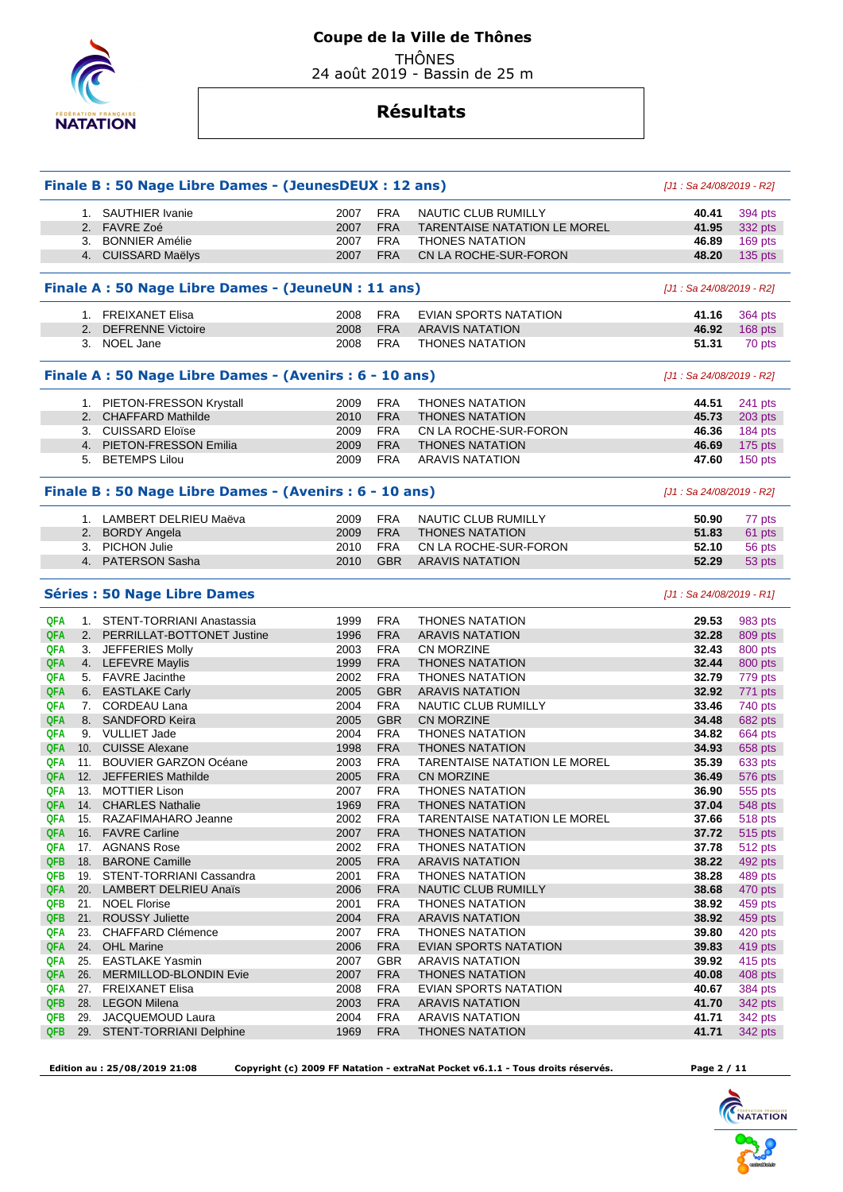# Coupe de la Ville de Thônes

THÔNES

24 août 2019 - Bassin de 25 m

## Résultats

### Finale B : 50 Nage Libre Dames - (JeunesDEUX : 12 ans)

*[J1 : Sa 24/08/2019 - R2]*

| Rang | Nom | Année | Nat. | Club | Temps | Points |
|---|---|---|---|---|---|---|
| 1. | SAUTHIER Ivanie | 2007 | FRA | NAUTIC CLUB RUMILLY | 40.41 | 394 pts |
| 2. | FAVRE Zoé | 2007 | FRA | TARENTAISE NATATION LE MOREL | 41.95 | 332 pts |
| 3. | BONNIER Amélie | 2007 | FRA | THONES NATATION | 46.89 | 169 pts |
| 4. | CUISSARD Maëlys | 2007 | FRA | CN LA ROCHE-SUR-FORON | 48.20 | 135 pts |

### Finale A : 50 Nage Libre Dames - (JeuneUN : 11 ans)

*[J1 : Sa 24/08/2019 - R2]*

| Rang | Nom | Année | Nat. | Club | Temps | Points |
|---|---|---|---|---|---|---|
| 1. | FREIXANET Elisa | 2008 | FRA | EVIAN SPORTS NATATION | 41.16 | 364 pts |
| 2. | DEFRENNE Victoire | 2008 | FRA | ARAVIS NATATION | 46.92 | 168 pts |
| 3. | NOEL Jane | 2008 | FRA | THONES NATATION | 51.31 | 70 pts |

### Finale A : 50 Nage Libre Dames - (Avenirs : 6 - 10 ans)

*[J1 : Sa 24/08/2019 - R2]*

| Rang | Nom | Année | Nat. | Club | Temps | Points |
|---|---|---|---|---|---|---|
| 1. | PIETON-FRESSON Krystall | 2009 | FRA | THONES NATATION | 44.51 | 241 pts |
| 2. | CHAFFARD Mathilde | 2010 | FRA | THONES NATATION | 45.73 | 203 pts |
| 3. | CUISSARD Eloïse | 2009 | FRA | CN LA ROCHE-SUR-FORON | 46.36 | 184 pts |
| 4. | PIETON-FRESSON Emilia | 2009 | FRA | THONES NATATION | 46.69 | 175 pts |
| 5. | BETEMPS Lilou | 2009 | FRA | ARAVIS NATATION | 47.60 | 150 pts |

### Finale B : 50 Nage Libre Dames - (Avenirs : 6 - 10 ans)

*[J1 : Sa 24/08/2019 - R2]*

| Rang | Nom | Année | Nat. | Club | Temps | Points |
|---|---|---|---|---|---|---|
| 1. | LAMBERT DELRIEU Maëva | 2009 | FRA | NAUTIC CLUB RUMILLY | 50.90 | 77 pts |
| 2. | BORDY Angela | 2009 | FRA | THONES NATATION | 51.83 | 61 pts |
| 3. | PICHON Julie | 2010 | FRA | CN LA ROCHE-SUR-FORON | 52.10 | 56 pts |
| 4. | PATERSON Sasha | 2010 | GBR | ARAVIS NATATION | 52.29 | 53 pts |

### Séries : 50 Nage Libre Dames

*[J1 : Sa 24/08/2019 - R1]*

| Qual. | Rang | Nom | Année | Nat. | Club | Temps | Points |
|---|---|---|---|---|---|---|---|
| QFA | 1. | STENT-TORRIANI Anastassia | 1999 | FRA | THONES NATATION | 29.53 | 983 pts |
| QFA | 2. | PERRILLAT-BOTTONET Justine | 1996 | FRA | ARAVIS NATATION | 32.28 | 809 pts |
| QFA | 3. | JEFFERIES Molly | 2003 | FRA | CN MORZINE | 32.43 | 800 pts |
| QFA | 4. | LEFEVRE Maylis | 1999 | FRA | THONES NATATION | 32.44 | 800 pts |
| QFA | 5. | FAVRE Jacinthe | 2002 | FRA | THONES NATATION | 32.79 | 779 pts |
| QFA | 6. | EASTLAKE Carly | 2005 | GBR | ARAVIS NATATION | 32.92 | 771 pts |
| QFA | 7. | CORDEAU Lana | 2004 | FRA | NAUTIC CLUB RUMILLY | 33.46 | 740 pts |
| QFA | 8. | SANDFORD Keira | 2005 | GBR | CN MORZINE | 34.48 | 682 pts |
| QFA | 9. | VULLIET Jade | 2004 | FRA | THONES NATATION | 34.82 | 664 pts |
| QFA | 10. | CUISSE Alexane | 1998 | FRA | THONES NATATION | 34.93 | 658 pts |
| QFA | 11. | BOUVIER GARZON Océane | 2003 | FRA | TARENTAISE NATATION LE MOREL | 35.39 | 633 pts |
| QFA | 12. | JEFFERIES Mathilde | 2005 | FRA | CN MORZINE | 36.49 | 576 pts |
| QFA | 13. | MOTTIER Lison | 2007 | FRA | THONES NATATION | 36.90 | 555 pts |
| QFA | 14. | CHARLES Nathalie | 1969 | FRA | THONES NATATION | 37.04 | 548 pts |
| QFA | 15. | RAZAFIMAHARO Jeanne | 2002 | FRA | TARENTAISE NATATION LE MOREL | 37.66 | 518 pts |
| QFA | 16. | FAVRE Carline | 2007 | FRA | THONES NATATION | 37.72 | 515 pts |
| QFA | 17. | AGNANS Rose | 2002 | FRA | THONES NATATION | 37.78 | 512 pts |
| QFB | 18. | BARONE Camille | 2005 | FRA | ARAVIS NATATION | 38.22 | 492 pts |
| QFB | 19. | STENT-TORRIANI Cassandra | 2001 | FRA | THONES NATATION | 38.28 | 489 pts |
| QFA | 20. | LAMBERT DELRIEU Anaïs | 2006 | FRA | NAUTIC CLUB RUMILLY | 38.68 | 470 pts |
| QFB | 21. | NOEL Florise | 2001 | FRA | THONES NATATION | 38.92 | 459 pts |
| QFB | 21. | ROUSSY Juliette | 2004 | FRA | ARAVIS NATATION | 38.92 | 459 pts |
| QFA | 23. | CHAFFARD Clémence | 2007 | FRA | THONES NATATION | 39.80 | 420 pts |
| QFA | 24. | OHL Marine | 2006 | FRA | EVIAN SPORTS NATATION | 39.83 | 419 pts |
| QFA | 25. | EASTLAKE Yasmin | 2007 | GBR | ARAVIS NATATION | 39.92 | 415 pts |
| QFA | 26. | MERMILLOD-BLONDIN Evie | 2007 | FRA | THONES NATATION | 40.08 | 408 pts |
| QFA | 27. | FREIXANET Elisa | 2008 | FRA | EVIAN SPORTS NATATION | 40.67 | 384 pts |
| QFB | 28. | LEGON Milena | 2003 | FRA | ARAVIS NATATION | 41.70 | 342 pts |
| QFB | 29. | JACQUEMOUD Laura | 2004 | FRA | ARAVIS NATATION | 41.71 | 342 pts |
| QFB | 29. | STENT-TORRIANI Delphine | 1969 | FRA | THONES NATATION | 41.71 | 342 pts |

**Edition au : 25/08/2019 21:08** **Copyright (c) 2009 FF Natation - extraNat Pocket v6.1.1 - Tous droits réservés.**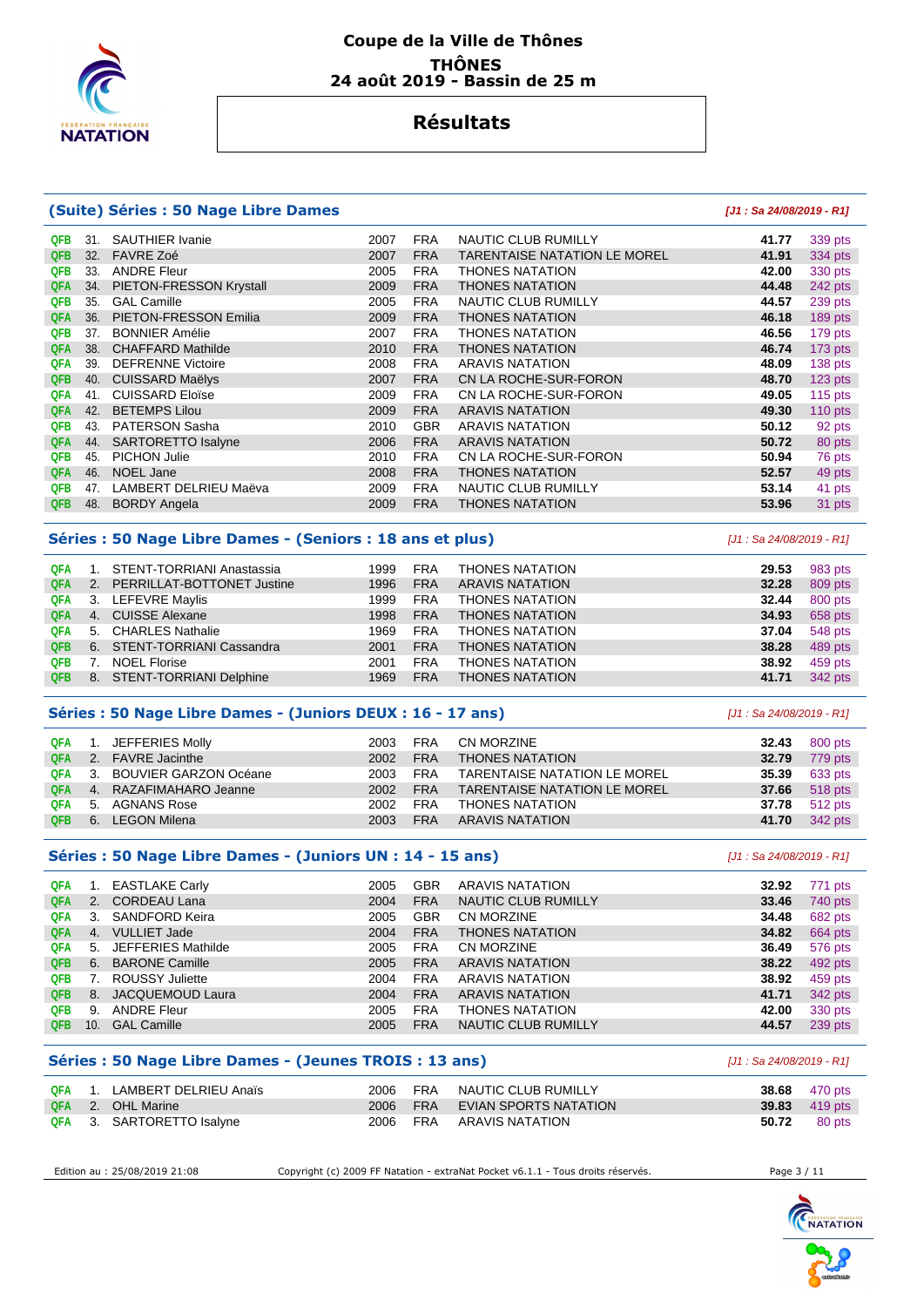# Coupe de la Ville de Thônes

**THÔNES**

**24 août 2019 - Bassin de 25 m**

## Résultats

### (Suite) Séries : 50 Nage Libre Dames

*[J1 : Sa 24/08/2019 - R1]*

| | | | | | | | |
|---|---|---|---|---|---|---|---|
| QFB | 31. | SAUTHIER Ivanie | 2007 | FRA | NAUTIC CLUB RUMILLY | **41.77** | 339 pts |
| QFB | 32. | FAVRE Zoé | 2007 | FRA | TARENTAISE NATATION LE MOREL | **41.91** | 334 pts |
| QFB | 33. | ANDRE Fleur | 2005 | FRA | THONES NATATION | **42.00** | 330 pts |
| QFA | 34. | PIETON-FRESSON Krystall | 2009 | FRA | THONES NATATION | **44.48** | 242 pts |
| QFB | 35. | GAL Camille | 2005 | FRA | NAUTIC CLUB RUMILLY | **44.57** | 239 pts |
| QFA | 36. | PIETON-FRESSON Emilia | 2009 | FRA | THONES NATATION | **46.18** | 189 pts |
| QFB | 37. | BONNIER Amélie | 2007 | FRA | THONES NATATION | **46.56** | 179 pts |
| QFA | 38. | CHAFFARD Mathilde | 2010 | FRA | THONES NATATION | **46.74** | 173 pts |
| QFA | 39. | DEFRENNE Victoire | 2008 | FRA | ARAVIS NATATION | **48.09** | 138 pts |
| QFB | 40. | CUISSARD Maëlys | 2007 | FRA | CN LA ROCHE-SUR-FORON | **48.70** | 123 pts |
| QFA | 41. | CUISSARD Eloïse | 2009 | FRA | CN LA ROCHE-SUR-FORON | **49.05** | 115 pts |
| QFA | 42. | BETEMPS Lilou | 2009 | FRA | ARAVIS NATATION | **49.30** | 110 pts |
| QFB | 43. | PATERSON Sasha | 2010 | GBR | ARAVIS NATATION | **50.12** | 92 pts |
| QFA | 44. | SARTORETTO Isalyne | 2006 | FRA | ARAVIS NATATION | **50.72** | 80 pts |
| QFB | 45. | PICHON Julie | 2010 | FRA | CN LA ROCHE-SUR-FORON | **50.94** | 76 pts |
| QFA | 46. | NOEL Jane | 2008 | FRA | THONES NATATION | **52.57** | 49 pts |
| QFB | 47. | LAMBERT DELRIEU Maëva | 2009 | FRA | NAUTIC CLUB RUMILLY | **53.14** | 41 pts |
| QFB | 48. | BORDY Angela | 2009 | FRA | THONES NATATION | **53.96** | 31 pts |

### Séries : 50 Nage Libre Dames - (Seniors : 18 ans et plus)

*[J1 : Sa 24/08/2019 - R1]*

| | | | | | | | |
|---|---|---|---|---|---|---|---|
| QFA | 1. | STENT-TORRIANI Anastassia | 1999 | FRA | THONES NATATION | **29.53** | 983 pts |
| QFA | 2. | PERRILLAT-BOTTONET Justine | 1996 | FRA | ARAVIS NATATION | **32.28** | 809 pts |
| QFA | 3. | LEFEVRE Maylis | 1999 | FRA | THONES NATATION | **32.44** | 800 pts |
| QFA | 4. | CUISSE Alexane | 1998 | FRA | THONES NATATION | **34.93** | 658 pts |
| QFA | 5. | CHARLES Nathalie | 1969 | FRA | THONES NATATION | **37.04** | 548 pts |
| QFB | 6. | STENT-TORRIANI Cassandra | 2001 | FRA | THONES NATATION | **38.28** | 489 pts |
| QFB | 7. | NOEL Florise | 2001 | FRA | THONES NATATION | **38.92** | 459 pts |
| QFB | 8. | STENT-TORRIANI Delphine | 1969 | FRA | THONES NATATION | **41.71** | 342 pts |

### Séries : 50 Nage Libre Dames - (Juniors DEUX : 16 - 17 ans)

*[J1 : Sa 24/08/2019 - R1]*

| | | | | | | | |
|---|---|---|---|---|---|---|---|
| QFA | 1. | JEFFERIES Molly | 2003 | FRA | CN MORZINE | **32.43** | 800 pts |
| QFA | 2. | FAVRE Jacinthe | 2002 | FRA | THONES NATATION | **32.79** | 779 pts |
| QFA | 3. | BOUVIER GARZON Océane | 2003 | FRA | TARENTAISE NATATION LE MOREL | **35.39** | 633 pts |
| QFA | 4. | RAZAFIMAHARO Jeanne | 2002 | FRA | TARENTAISE NATATION LE MOREL | **37.66** | 518 pts |
| QFA | 5. | AGNANS Rose | 2002 | FRA | THONES NATATION | **37.78** | 512 pts |
| QFB | 6. | LEGON Milena | 2003 | FRA | ARAVIS NATATION | **41.70** | 342 pts |

### Séries : 50 Nage Libre Dames - (Juniors UN : 14 - 15 ans)

*[J1 : Sa 24/08/2019 - R1]*

| | | | | | | | |
|---|---|---|---|---|---|---|---|
| QFA | 1. | EASTLAKE Carly | 2005 | GBR | ARAVIS NATATION | **32.92** | 771 pts |
| QFA | 2. | CORDEAU Lana | 2004 | FRA | NAUTIC CLUB RUMILLY | **33.46** | 740 pts |
| QFA | 3. | SANDFORD Keira | 2005 | GBR | CN MORZINE | **34.48** | 682 pts |
| QFA | 4. | VULLIET Jade | 2004 | FRA | THONES NATATION | **34.82** | 664 pts |
| QFA | 5. | JEFFERIES Mathilde | 2005 | FRA | CN MORZINE | **36.49** | 576 pts |
| QFB | 6. | BARONE Camille | 2005 | FRA | ARAVIS NATATION | **38.22** | 492 pts |
| QFB | 7. | ROUSSY Juliette | 2004 | FRA | ARAVIS NATATION | **38.92** | 459 pts |
| QFB | 8. | JACQUEMOUD Laura | 2004 | FRA | ARAVIS NATATION | **41.71** | 342 pts |
| QFB | 9. | ANDRE Fleur | 2005 | FRA | THONES NATATION | **42.00** | 330 pts |
| QFB | 10. | GAL Camille | 2005 | FRA | NAUTIC CLUB RUMILLY | **44.57** | 239 pts |

### Séries : 50 Nage Libre Dames - (Jeunes TROIS : 13 ans)

*[J1 : Sa 24/08/2019 - R1]*

| | | | | | | | |
|---|---|---|---|---|---|---|---|
| QFA | 1. | LAMBERT DELRIEU Anaïs | 2006 | FRA | NAUTIC CLUB RUMILLY | **38.68** | 470 pts |
| QFA | 2. | OHL Marine | 2006 | FRA | EVIAN SPORTS NATATION | **39.83** | 419 pts |
| QFA | 3. | SARTORETTO Isalyne | 2006 | FRA | ARAVIS NATATION | **50.72** | 80 pts |

Edition au : 25/08/2019 21:08 — Copyright (c) 2009 FF Natation - extraNat Pocket v6.1.1 - Tous droits réservés.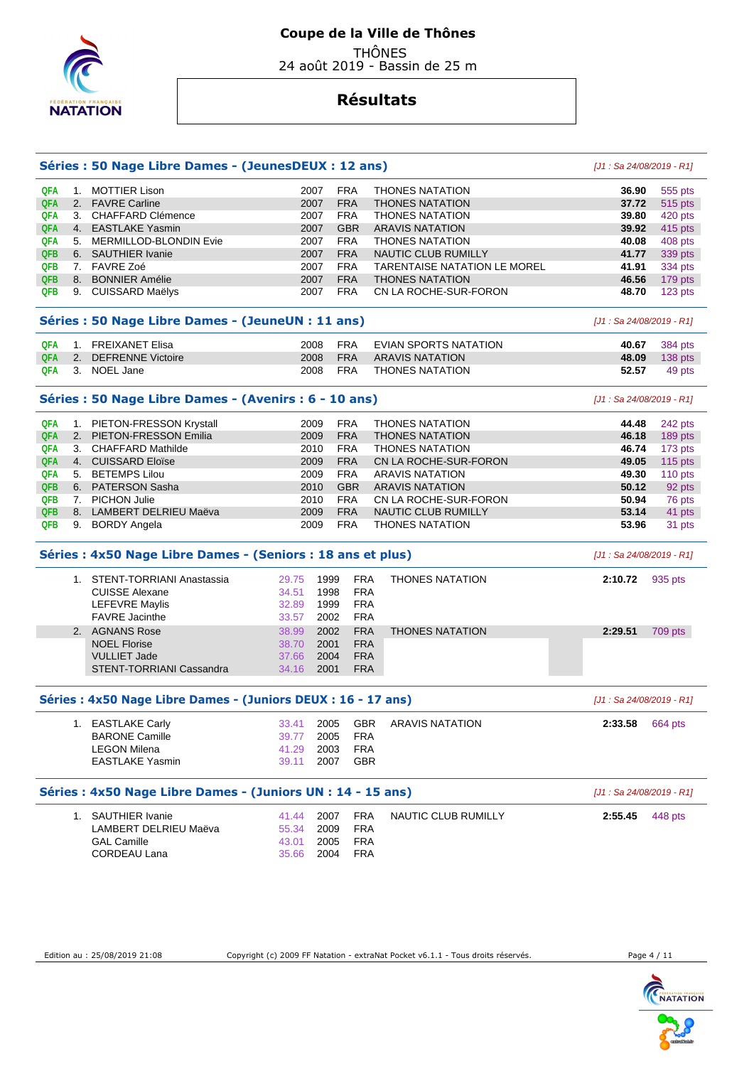# Coupe de la Ville de Thônes

THÔNES
24 août 2019 - Bassin de 25 m

## Résultats

### Séries : 50 Nage Libre Dames - (JeunesDEUX : 12 ans)

*[J1 : Sa 24/08/2019 - R1]*

| | | Nom | Année | Nat. | Club | Temps | Points |
|---|---|---|---|---|---|---|---|
| QFA | 1. | MOTTIER Lison | 2007 | FRA | THONES NATATION | **36.90** | 555 pts |
| QFA | 2. | FAVRE Carline | 2007 | FRA | THONES NATATION | **37.72** | 515 pts |
| QFA | 3. | CHAFFARD Clémence | 2007 | FRA | THONES NATATION | **39.80** | 420 pts |
| QFA | 4. | EASTLAKE Yasmin | 2007 | GBR | ARAVIS NATATION | **39.92** | 415 pts |
| QFA | 5. | MERMILLOD-BLONDIN Evie | 2007 | FRA | THONES NATATION | **40.08** | 408 pts |
| QFB | 6. | SAUTHIER Ivanie | 2007 | FRA | NAUTIC CLUB RUMILLY | **41.77** | 339 pts |
| QFB | 7. | FAVRE Zoé | 2007 | FRA | TARENTAISE NATATION LE MOREL | **41.91** | 334 pts |
| QFB | 8. | BONNIER Amélie | 2007 | FRA | THONES NATATION | **46.56** | 179 pts |
| QFB | 9. | CUISSARD Maëlys | 2007 | FRA | CN LA ROCHE-SUR-FORON | **48.70** | 123 pts |

### Séries : 50 Nage Libre Dames - (JeuneUN : 11 ans)

*[J1 : Sa 24/08/2019 - R1]*

| | | Nom | Année | Nat. | Club | Temps | Points |
|---|---|---|---|---|---|---|---|
| QFA | 1. | FREIXANET Elisa | 2008 | FRA | EVIAN SPORTS NATATION | **40.67** | 384 pts |
| QFA | 2. | DEFRENNE Victoire | 2008 | FRA | ARAVIS NATATION | **48.09** | 138 pts |
| QFA | 3. | NOEL Jane | 2008 | FRA | THONES NATATION | **52.57** | 49 pts |

### Séries : 50 Nage Libre Dames - (Avenirs : 6 - 10 ans)

*[J1 : Sa 24/08/2019 - R1]*

| | | Nom | Année | Nat. | Club | Temps | Points |
|---|---|---|---|---|---|---|---|
| QFA | 1. | PIETON-FRESSON Krystall | 2009 | FRA | THONES NATATION | **44.48** | 242 pts |
| QFA | 2. | PIETON-FRESSON Emilia | 2009 | FRA | THONES NATATION | **46.18** | 189 pts |
| QFA | 3. | CHAFFARD Mathilde | 2010 | FRA | THONES NATATION | **46.74** | 173 pts |
| QFA | 4. | CUISSARD Eloïse | 2009 | FRA | CN LA ROCHE-SUR-FORON | **49.05** | 115 pts |
| QFA | 5. | BETEMPS Lilou | 2009 | FRA | ARAVIS NATATION | **49.30** | 110 pts |
| QFB | 6. | PATERSON Sasha | 2010 | GBR | ARAVIS NATATION | **50.12** | 92 pts |
| QFB | 7. | PICHON Julie | 2010 | FRA | CN LA ROCHE-SUR-FORON | **50.94** | 76 pts |
| QFB | 8. | LAMBERT DELRIEU Maëva | 2009 | FRA | NAUTIC CLUB RUMILLY | **53.14** | 41 pts |
| QFB | 9. | BORDY Angela | 2009 | FRA | THONES NATATION | **53.96** | 31 pts |

### Séries : 4x50 Nage Libre Dames - (Seniors : 18 ans et plus)

*[J1 : Sa 24/08/2019 - R1]*

| | Nom | Relais | Année | Nat. | Club | Temps | Points |
|---|---|---|---|---|---|---|---|
| 1. | STENT-TORRIANI Anastassia | 29.75 | 1999 | FRA | THONES NATATION | **2:10.72** | 935 pts |
| | CUISSE Alexane | 34.51 | 1998 | FRA | | | |
| | LEFEVRE Maylis | 32.89 | 1999 | FRA | | | |
| | FAVRE Jacinthe | 33.57 | 2002 | FRA | | | |
| 2. | AGNANS Rose | 38.99 | 2002 | FRA | THONES NATATION | **2:29.51** | 709 pts |
| | NOEL Florise | 38.70 | 2001 | FRA | | | |
| | VULLIET Jade | 37.66 | 2004 | FRA | | | |
| | STENT-TORRIANI Cassandra | 34.16 | 2001 | FRA | | | |

### Séries : 4x50 Nage Libre Dames - (Juniors DEUX : 16 - 17 ans)

*[J1 : Sa 24/08/2019 - R1]*

| | Nom | Relais | Année | Nat. | Club | Temps | Points |
|---|---|---|---|---|---|---|---|
| 1. | EASTLAKE Carly | 33.41 | 2005 | GBR | ARAVIS NATATION | **2:33.58** | 664 pts |
| | BARONE Camille | 39.77 | 2005 | FRA | | | |
| | LEGON Milena | 41.29 | 2003 | FRA | | | |
| | EASTLAKE Yasmin | 39.11 | 2007 | GBR | | | |

### Séries : 4x50 Nage Libre Dames - (Juniors UN : 14 - 15 ans)

*[J1 : Sa 24/08/2019 - R1]*

| | Nom | Relais | Année | Nat. | Club | Temps | Points |
|---|---|---|---|---|---|---|---|
| 1. | SAUTHIER Ivanie | 41.44 | 2007 | FRA | NAUTIC CLUB RUMILLY | **2:55.45** | 448 pts |
| | LAMBERT DELRIEU Maëva | 55.34 | 2009 | FRA | | | |
| | GAL Camille | 43.01 | 2005 | FRA | | | |
| | CORDEAU Lana | 35.66 | 2004 | FRA | | | |

Edition au : 25/08/2019 21:08 — Copyright (c) 2009 FF Natation - extraNat Pocket v6.1.1 - Tous droits réservés.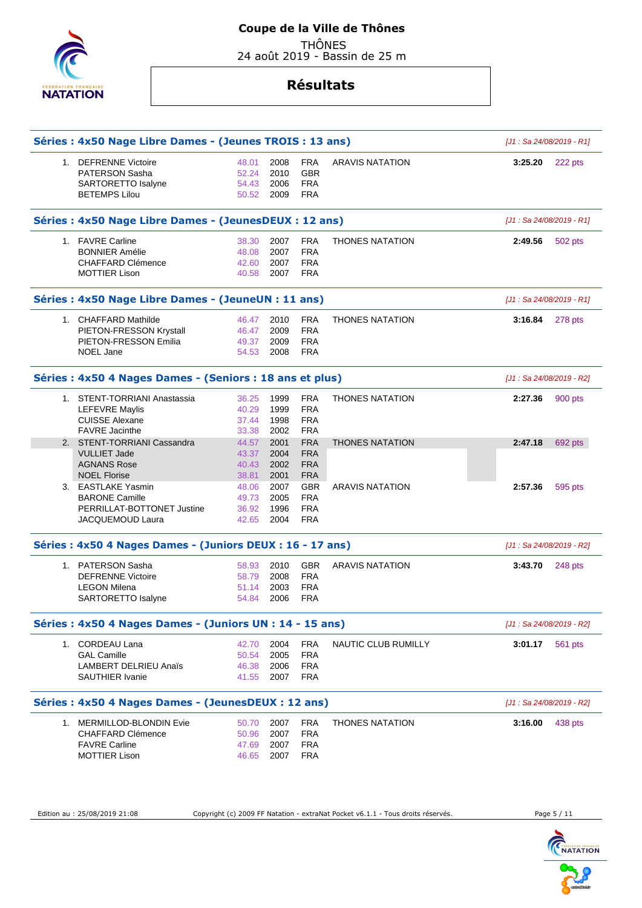# Coupe de la Ville de Thônes

THÔNES
24 août 2019 - Bassin de 25 m

## Résultats

### Séries : 4x50 Nage Libre Dames - (Jeunes TROIS : 13 ans)

*[J1 : Sa 24/08/2019 - R1]*

| Pl. | Nom | Temps | Année | Nat. | Club | Temps final | Points |
|---|---|---|---|---|---|---|---|
| 1. | DEFRENNE Victoire | 48.01 | 2008 | FRA | ARAVIS NATATION | **3:25.20** | 222 pts |
| | PATERSON Sasha | 52.24 | 2010 | GBR | | | |
| | SARTORETTO Isalyne | 54.43 | 2006 | FRA | | | |
| | BETEMPS Lilou | 50.52 | 2009 | FRA | | | |

### Séries : 4x50 Nage Libre Dames - (JeunesDEUX : 12 ans)

*[J1 : Sa 24/08/2019 - R1]*

| Pl. | Nom | Temps | Année | Nat. | Club | Temps final | Points |
|---|---|---|---|---|---|---|---|
| 1. | FAVRE Carline | 38.30 | 2007 | FRA | THONES NATATION | **2:49.56** | 502 pts |
| | BONNIER Amélie | 48.08 | 2007 | FRA | | | |
| | CHAFFARD Clémence | 42.60 | 2007 | FRA | | | |
| | MOTTIER Lison | 40.58 | 2007 | FRA | | | |

### Séries : 4x50 Nage Libre Dames - (JeuneUN : 11 ans)

*[J1 : Sa 24/08/2019 - R1]*

| Pl. | Nom | Temps | Année | Nat. | Club | Temps final | Points |
|---|---|---|---|---|---|---|---|
| 1. | CHAFFARD Mathilde | 46.47 | 2010 | FRA | THONES NATATION | **3:16.84** | 278 pts |
| | PIETON-FRESSON Krystall | 46.47 | 2009 | FRA | | | |
| | PIETON-FRESSON Emilia | 49.37 | 2009 | FRA | | | |
| | NOEL Jane | 54.53 | 2008 | FRA | | | |

### Séries : 4x50 4 Nages Dames - (Seniors : 18 ans et plus)

*[J1 : Sa 24/08/2019 - R2]*

| Pl. | Nom | Temps | Année | Nat. | Club | Temps final | Points |
|---|---|---|---|---|---|---|---|
| 1. | STENT-TORRIANI Anastassia | 36.25 | 1999 | FRA | THONES NATATION | **2:27.36** | 900 pts |
| | LEFEVRE Maylis | 40.29 | 1999 | FRA | | | |
| | CUISSE Alexane | 37.44 | 1998 | FRA | | | |
| | FAVRE Jacinthe | 33.38 | 2002 | FRA | | | |
| 2. | STENT-TORRIANI Cassandra | 44.57 | 2001 | FRA | THONES NATATION | **2:47.18** | 692 pts |
| | VULLIET Jade | 43.37 | 2004 | FRA | | | |
| | AGNANS Rose | 40.43 | 2002 | FRA | | | |
| | NOEL Florise | 38.81 | 2001 | FRA | | | |
| 3. | EASTLAKE Yasmin | 48.06 | 2007 | GBR | ARAVIS NATATION | **2:57.36** | 595 pts |
| | BARONE Camille | 49.73 | 2005 | FRA | | | |
| | PERRILLAT-BOTTONET Justine | 36.92 | 1996 | FRA | | | |
| | JACQUEMOUD Laura | 42.65 | 2004 | FRA | | | |

### Séries : 4x50 4 Nages Dames - (Juniors DEUX : 16 - 17 ans)

*[J1 : Sa 24/08/2019 - R2]*

| Pl. | Nom | Temps | Année | Nat. | Club | Temps final | Points |
|---|---|---|---|---|---|---|---|
| 1. | PATERSON Sasha | 58.93 | 2010 | GBR | ARAVIS NATATION | **3:43.70** | 248 pts |
| | DEFRENNE Victoire | 58.79 | 2008 | FRA | | | |
| | LEGON Milena | 51.14 | 2003 | FRA | | | |
| | SARTORETTO Isalyne | 54.84 | 2006 | FRA | | | |

### Séries : 4x50 4 Nages Dames - (Juniors UN : 14 - 15 ans)

*[J1 : Sa 24/08/2019 - R2]*

| Pl. | Nom | Temps | Année | Nat. | Club | Temps final | Points |
|---|---|---|---|---|---|---|---|
| 1. | CORDEAU Lana | 42.70 | 2004 | FRA | NAUTIC CLUB RUMILLY | **3:01.17** | 561 pts |
| | GAL Camille | 50.54 | 2005 | FRA | | | |
| | LAMBERT DELRIEU Anaïs | 46.38 | 2006 | FRA | | | |
| | SAUTHIER Ivanie | 41.55 | 2007 | FRA | | | |

### Séries : 4x50 4 Nages Dames - (JeunesDEUX : 12 ans)

*[J1 : Sa 24/08/2019 - R2]*

| Pl. | Nom | Temps | Année | Nat. | Club | Temps final | Points |
|---|---|---|---|---|---|---|---|
| 1. | MERMILLOD-BLONDIN Evie | 50.70 | 2007 | FRA | THONES NATATION | **3:16.00** | 438 pts |
| | CHAFFARD Clémence | 50.96 | 2007 | FRA | | | |
| | FAVRE Carline | 47.69 | 2007 | FRA | | | |
| | MOTTIER Lison | 46.65 | 2007 | FRA | | | |

Edition au : 25/08/2019 21:08 — Copyright (c) 2009 FF Natation - extraNat Pocket v6.1.1 - Tous droits réservés.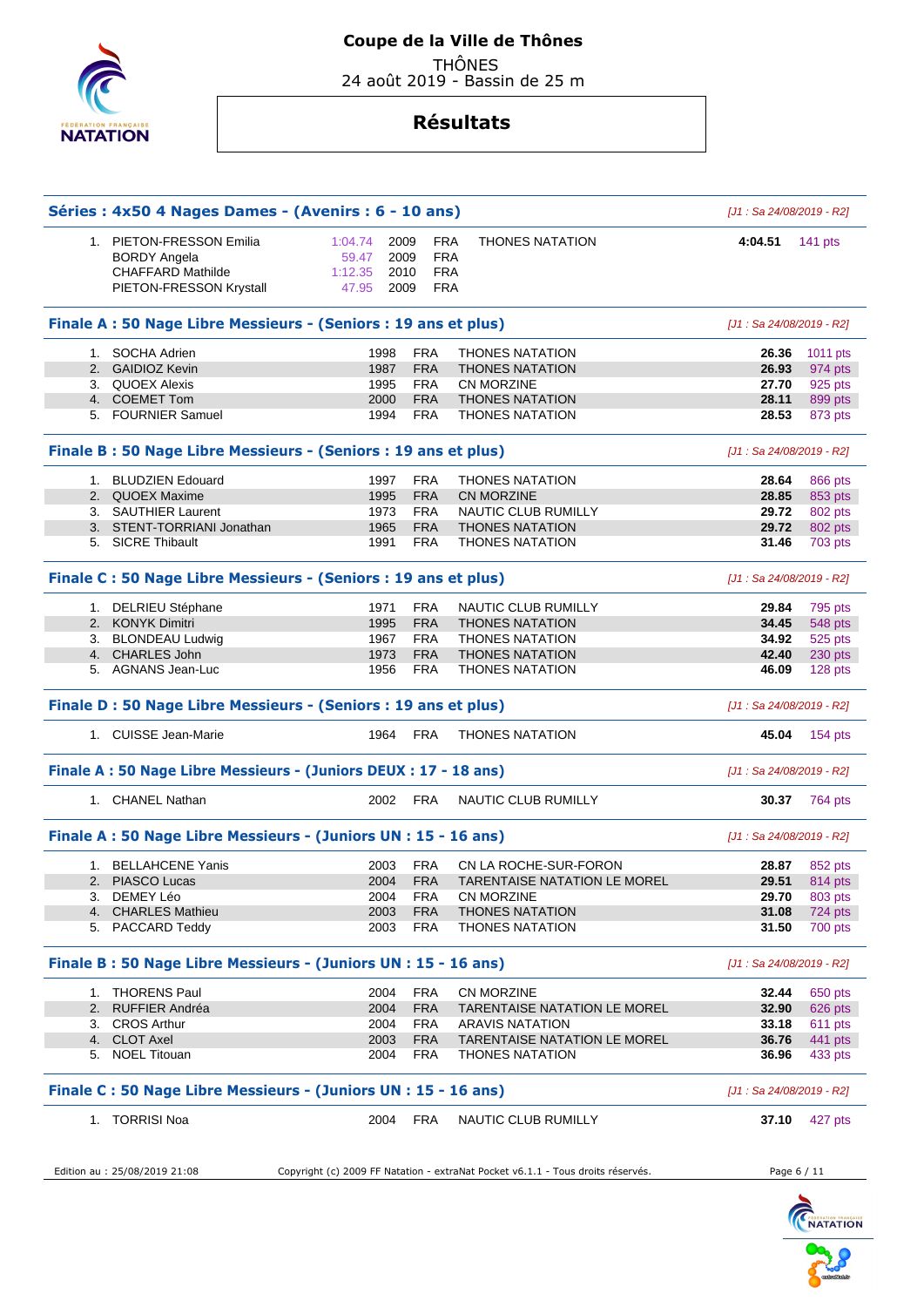# Coupe de la Ville de Thônes

THÔNES
24 août 2019 - Bassin de 25 m

## Résultats

### Séries : 4x50 4 Nages Dames - (Avenirs : 6 - 10 ans)

*[J1 : Sa 24/08/2019 - R2]*

| Rang | Nom | Temps | Année | Nat. | Club | Temps final | Points |
|---|---|---|---|---|---|---|---|
| 1. | PIETON-FRESSON Emilia | 1:04.74 | 2009 | FRA | THONES NATATION | **4:04.51** | 141 pts |
| | BORDY Angela | 59.47 | 2009 | FRA | | | |
| | CHAFFARD Mathilde | 1:12.35 | 2010 | FRA | | | |
| | PIETON-FRESSON Krystall | 47.95 | 2009 | FRA | | | |

### Finale A : 50 Nage Libre Messieurs - (Seniors : 19 ans et plus)

*[J1 : Sa 24/08/2019 - R2]*

| Rang | Nom | Année | Nat. | Club | Temps | Points |
|---|---|---|---|---|---|---|
| 1. | SOCHA Adrien | 1998 | FRA | THONES NATATION | **26.36** | 1011 pts |
| 2. | GAIDIOZ Kevin | 1987 | FRA | THONES NATATION | **26.93** | 974 pts |
| 3. | QUOEX Alexis | 1995 | FRA | CN MORZINE | **27.70** | 925 pts |
| 4. | COEMET Tom | 2000 | FRA | THONES NATATION | **28.11** | 899 pts |
| 5. | FOURNIER Samuel | 1994 | FRA | THONES NATATION | **28.53** | 873 pts |

### Finale B : 50 Nage Libre Messieurs - (Seniors : 19 ans et plus)

*[J1 : Sa 24/08/2019 - R2]*

| Rang | Nom | Année | Nat. | Club | Temps | Points |
|---|---|---|---|---|---|---|
| 1. | BLUDZIEN Edouard | 1997 | FRA | THONES NATATION | **28.64** | 866 pts |
| 2. | QUOEX Maxime | 1995 | FRA | CN MORZINE | **28.85** | 853 pts |
| 3. | SAUTHIER Laurent | 1973 | FRA | NAUTIC CLUB RUMILLY | **29.72** | 802 pts |
| 3. | STENT-TORRIANI Jonathan | 1965 | FRA | THONES NATATION | **29.72** | 802 pts |
| 5. | SICRE Thibault | 1991 | FRA | THONES NATATION | **31.46** | 703 pts |

### Finale C : 50 Nage Libre Messieurs - (Seniors : 19 ans et plus)

*[J1 : Sa 24/08/2019 - R2]*

| Rang | Nom | Année | Nat. | Club | Temps | Points |
|---|---|---|---|---|---|---|
| 1. | DELRIEU Stéphane | 1971 | FRA | NAUTIC CLUB RUMILLY | **29.84** | 795 pts |
| 2. | KONYK Dimitri | 1995 | FRA | THONES NATATION | **34.45** | 548 pts |
| 3. | BLONDEAU Ludwig | 1967 | FRA | THONES NATATION | **34.92** | 525 pts |
| 4. | CHARLES John | 1973 | FRA | THONES NATATION | **42.40** | 230 pts |
| 5. | AGNANS Jean-Luc | 1956 | FRA | THONES NATATION | **46.09** | 128 pts |

### Finale D : 50 Nage Libre Messieurs - (Seniors : 19 ans et plus)

*[J1 : Sa 24/08/2019 - R2]*

| Rang | Nom | Année | Nat. | Club | Temps | Points |
|---|---|---|---|---|---|---|
| 1. | CUISSE Jean-Marie | 1964 | FRA | THONES NATATION | **45.04** | 154 pts |

### Finale A : 50 Nage Libre Messieurs - (Juniors DEUX : 17 - 18 ans)

*[J1 : Sa 24/08/2019 - R2]*

| Rang | Nom | Année | Nat. | Club | Temps | Points |
|---|---|---|---|---|---|---|
| 1. | CHANEL Nathan | 2002 | FRA | NAUTIC CLUB RUMILLY | **30.37** | 764 pts |

### Finale A : 50 Nage Libre Messieurs - (Juniors UN : 15 - 16 ans)

*[J1 : Sa 24/08/2019 - R2]*

| Rang | Nom | Année | Nat. | Club | Temps | Points |
|---|---|---|---|---|---|---|
| 1. | BELLAHCENE Yanis | 2003 | FRA | CN LA ROCHE-SUR-FORON | **28.87** | 852 pts |
| 2. | PIASCO Lucas | 2004 | FRA | TARENTAISE NATATION LE MOREL | **29.51** | 814 pts |
| 3. | DEMEY Léo | 2004 | FRA | CN MORZINE | **29.70** | 803 pts |
| 4. | CHARLES Mathieu | 2003 | FRA | THONES NATATION | **31.08** | 724 pts |
| 5. | PACCARD Teddy | 2003 | FRA | THONES NATATION | **31.50** | 700 pts |

### Finale B : 50 Nage Libre Messieurs - (Juniors UN : 15 - 16 ans)

*[J1 : Sa 24/08/2019 - R2]*

| Rang | Nom | Année | Nat. | Club | Temps | Points |
|---|---|---|---|---|---|---|
| 1. | THORENS Paul | 2004 | FRA | CN MORZINE | **32.44** | 650 pts |
| 2. | RUFFIER Andréa | 2004 | FRA | TARENTAISE NATATION LE MOREL | **32.90** | 626 pts |
| 3. | CROS Arthur | 2004 | FRA | ARAVIS NATATION | **33.18** | 611 pts |
| 4. | CLOT Axel | 2003 | FRA | TARENTAISE NATATION LE MOREL | **36.76** | 441 pts |
| 5. | NOEL Titouan | 2004 | FRA | THONES NATATION | **36.96** | 433 pts |

### Finale C : 50 Nage Libre Messieurs - (Juniors UN : 15 - 16 ans)

*[J1 : Sa 24/08/2019 - R2]*

| Rang | Nom | Année | Nat. | Club | Temps | Points |
|---|---|---|---|---|---|---|
| 1. | TORRISI Noa | 2004 | FRA | NAUTIC CLUB RUMILLY | **37.10** | 427 pts |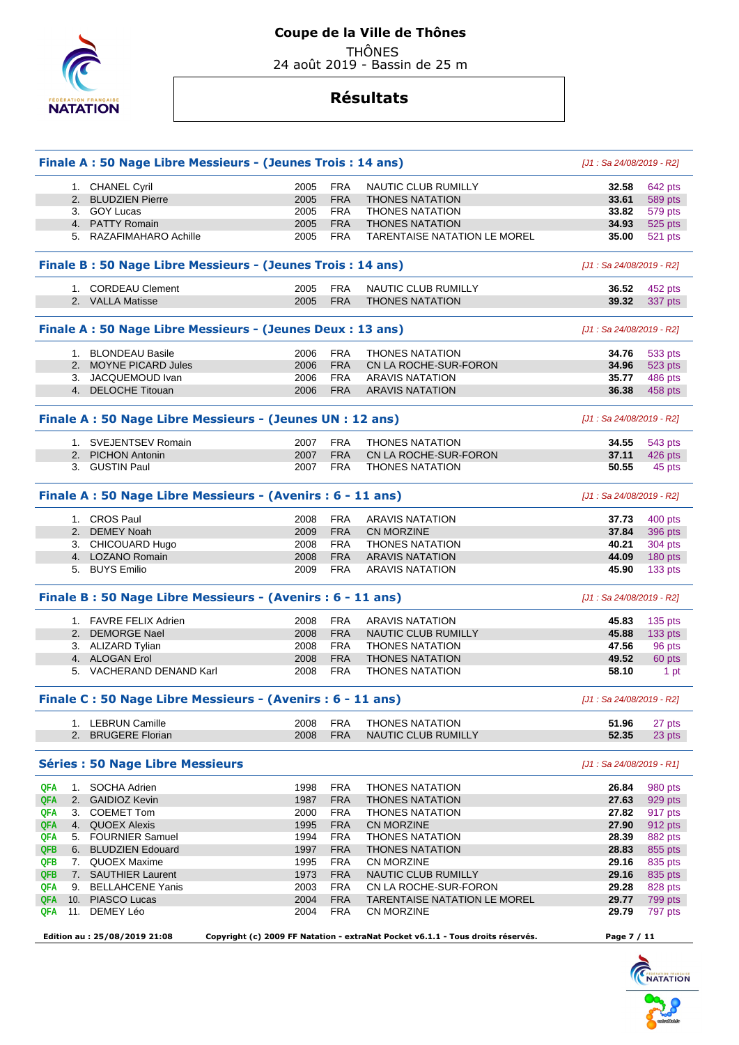# Coupe de la Ville de Thônes

THÔNES
24 août 2019 - Bassin de 25 m

## Résultats

### Finale A : 50 Nage Libre Messieurs - (Jeunes Trois : 14 ans)

*[J1 : Sa 24/08/2019 - R2]*

| | Nom | Année | Nat. | Club | Temps | Points |
|---|---|---|---|---|---|---|
| 1. | CHANEL Cyril | 2005 | FRA | NAUTIC CLUB RUMILLY | **32.58** | 642 pts |
| 2. | BLUDZIEN Pierre | 2005 | FRA | THONES NATATION | **33.61** | 589 pts |
| 3. | GOY Lucas | 2005 | FRA | THONES NATATION | **33.82** | 579 pts |
| 4. | PATTY Romain | 2005 | FRA | THONES NATATION | **34.93** | 525 pts |
| 5. | RAZAFIMAHARO Achille | 2005 | FRA | TARENTAISE NATATION LE MOREL | **35.00** | 521 pts |

### Finale B : 50 Nage Libre Messieurs - (Jeunes Trois : 14 ans)

*[J1 : Sa 24/08/2019 - R2]*

| | Nom | Année | Nat. | Club | Temps | Points |
|---|---|---|---|---|---|---|
| 1. | CORDEAU Clement | 2005 | FRA | NAUTIC CLUB RUMILLY | **36.52** | 452 pts |
| 2. | VALLA Matisse | 2005 | FRA | THONES NATATION | **39.32** | 337 pts |

### Finale A : 50 Nage Libre Messieurs - (Jeunes Deux : 13 ans)

*[J1 : Sa 24/08/2019 - R2]*

| | Nom | Année | Nat. | Club | Temps | Points |
|---|---|---|---|---|---|---|
| 1. | BLONDEAU Basile | 2006 | FRA | THONES NATATION | **34.76** | 533 pts |
| 2. | MOYNE PICARD Jules | 2006 | FRA | CN LA ROCHE-SUR-FORON | **34.96** | 523 pts |
| 3. | JACQUEMOUD Ivan | 2006 | FRA | ARAVIS NATATION | **35.77** | 486 pts |
| 4. | DELOCHE Titouan | 2006 | FRA | ARAVIS NATATION | **36.38** | 458 pts |

### Finale A : 50 Nage Libre Messieurs - (Jeunes UN : 12 ans)

*[J1 : Sa 24/08/2019 - R2]*

| | Nom | Année | Nat. | Club | Temps | Points |
|---|---|---|---|---|---|---|
| 1. | SVEJENTSEV Romain | 2007 | FRA | THONES NATATION | **34.55** | 543 pts |
| 2. | PICHON Antonin | 2007 | FRA | CN LA ROCHE-SUR-FORON | **37.11** | 426 pts |
| 3. | GUSTIN Paul | 2007 | FRA | THONES NATATION | **50.55** | 45 pts |

### Finale A : 50 Nage Libre Messieurs - (Avenirs : 6 - 11 ans)

*[J1 : Sa 24/08/2019 - R2]*

| | Nom | Année | Nat. | Club | Temps | Points |
|---|---|---|---|---|---|---|
| 1. | CROS Paul | 2008 | FRA | ARAVIS NATATION | **37.73** | 400 pts |
| 2. | DEMEY Noah | 2009 | FRA | CN MORZINE | **37.84** | 396 pts |
| 3. | CHICOUARD Hugo | 2008 | FRA | THONES NATATION | **40.21** | 304 pts |
| 4. | LOZANO Romain | 2008 | FRA | ARAVIS NATATION | **44.09** | 180 pts |
| 5. | BUYS Emilio | 2009 | FRA | ARAVIS NATATION | **45.90** | 133 pts |

### Finale B : 50 Nage Libre Messieurs - (Avenirs : 6 - 11 ans)

*[J1 : Sa 24/08/2019 - R2]*

| | Nom | Année | Nat. | Club | Temps | Points |
|---|---|---|---|---|---|---|
| 1. | FAVRE FELIX Adrien | 2008 | FRA | ARAVIS NATATION | **45.83** | 135 pts |
| 2. | DEMORGE Nael | 2008 | FRA | NAUTIC CLUB RUMILLY | **45.88** | 133 pts |
| 3. | ALIZARD Tylian | 2008 | FRA | THONES NATATION | **47.56** | 96 pts |
| 4. | ALOGAN Erol | 2008 | FRA | THONES NATATION | **49.52** | 60 pts |
| 5. | VACHERAND DENAND Karl | 2008 | FRA | THONES NATATION | **58.10** | 1 pt |

### Finale C : 50 Nage Libre Messieurs - (Avenirs : 6 - 11 ans)

*[J1 : Sa 24/08/2019 - R2]*

| | Nom | Année | Nat. | Club | Temps | Points |
|---|---|---|---|---|---|---|
| 1. | LEBRUN Camille | 2008 | FRA | THONES NATATION | **51.96** | 27 pts |
| 2. | BRUGERE Florian | 2008 | FRA | NAUTIC CLUB RUMILLY | **52.35** | 23 pts |

### Séries : 50 Nage Libre Messieurs

*[J1 : Sa 24/08/2019 - R1]*

| Qual. | | Nom | Année | Nat. | Club | Temps | Points |
|---|---|---|---|---|---|---|---|
| QFA | 1. | SOCHA Adrien | 1998 | FRA | THONES NATATION | **26.84** | 980 pts |
| QFA | 2. | GAIDIOZ Kevin | 1987 | FRA | THONES NATATION | **27.63** | 929 pts |
| QFA | 3. | COEMET Tom | 2000 | FRA | THONES NATATION | **27.82** | 917 pts |
| QFA | 4. | QUOEX Alexis | 1995 | FRA | CN MORZINE | **27.90** | 912 pts |
| QFA | 5. | FOURNIER Samuel | 1994 | FRA | THONES NATATION | **28.39** | 882 pts |
| QFB | 6. | BLUDZIEN Edouard | 1997 | FRA | THONES NATATION | **28.83** | 855 pts |
| QFB | 7. | QUOEX Maxime | 1995 | FRA | CN MORZINE | **29.16** | 835 pts |
| QFB | 7. | SAUTHIER Laurent | 1973 | FRA | NAUTIC CLUB RUMILLY | **29.16** | 835 pts |
| QFA | 9. | BELLAHCENE Yanis | 2003 | FRA | CN LA ROCHE-SUR-FORON | **29.28** | 828 pts |
| QFA | 10. | PIASCO Lucas | 2004 | FRA | TARENTAISE NATATION LE MOREL | **29.77** | 799 pts |
| QFA | 11. | DEMEY Léo | 2004 | FRA | CN MORZINE | **29.79** | 797 pts |

**Edition au : 25/08/2019 21:08** **Copyright (c) 2009 FF Natation - extraNat Pocket v6.1.1 - Tous droits réservés.**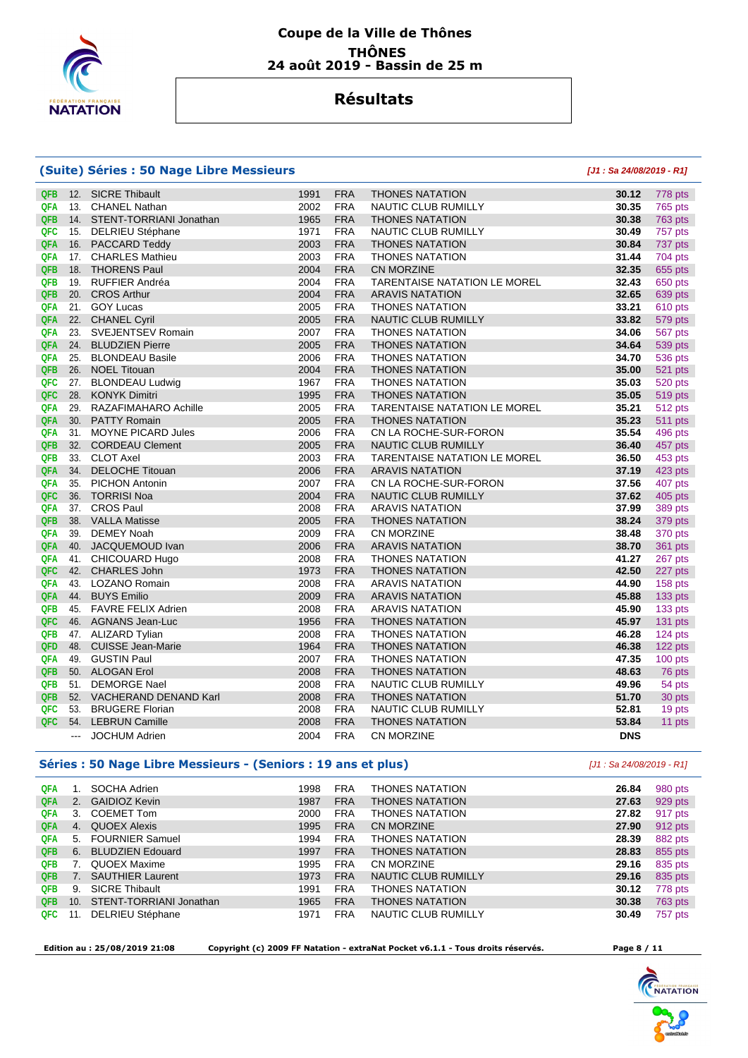# Coupe de la Ville de Thônes

**THÔNES**

**24 août 2019 - Bassin de 25 m**

## Résultats

### (Suite) Séries : 50 Nage Libre Messieurs

*[J1 : Sa 24/08/2019 - R1]*

| Qual. | Rang | Nom | Année | Nat. | Club | Temps | Points |
|---|---|---|---|---|---|---|---|
| QFB | 12. | SICRE Thibault | 1991 | FRA | THONES NATATION | **30.12** | 778 pts |
| QFA | 13. | CHANEL Nathan | 2002 | FRA | NAUTIC CLUB RUMILLY | **30.35** | 765 pts |
| QFB | 14. | STENT-TORRIANI Jonathan | 1965 | FRA | THONES NATATION | **30.38** | 763 pts |
| QFC | 15. | DELRIEU Stéphane | 1971 | FRA | NAUTIC CLUB RUMILLY | **30.49** | 757 pts |
| QFA | 16. | PACCARD Teddy | 2003 | FRA | THONES NATATION | **30.84** | 737 pts |
| QFA | 17. | CHARLES Mathieu | 2003 | FRA | THONES NATATION | **31.44** | 704 pts |
| QFB | 18. | THORENS Paul | 2004 | FRA | CN MORZINE | **32.35** | 655 pts |
| QFB | 19. | RUFFIER Andréa | 2004 | FRA | TARENTAISE NATATION LE MOREL | **32.43** | 650 pts |
| QFB | 20. | CROS Arthur | 2004 | FRA | ARAVIS NATATION | **32.65** | 639 pts |
| QFA | 21. | GOY Lucas | 2005 | FRA | THONES NATATION | **33.21** | 610 pts |
| QFA | 22. | CHANEL Cyril | 2005 | FRA | NAUTIC CLUB RUMILLY | **33.82** | 579 pts |
| QFA | 23. | SVEJENTSEV Romain | 2007 | FRA | THONES NATATION | **34.06** | 567 pts |
| QFA | 24. | BLUDZIEN Pierre | 2005 | FRA | THONES NATATION | **34.64** | 539 pts |
| QFA | 25. | BLONDEAU Basile | 2006 | FRA | THONES NATATION | **34.70** | 536 pts |
| QFB | 26. | NOEL Titouan | 2004 | FRA | THONES NATATION | **35.00** | 521 pts |
| QFC | 27. | BLONDEAU Ludwig | 1967 | FRA | THONES NATATION | **35.03** | 520 pts |
| QFC | 28. | KONYK Dimitri | 1995 | FRA | THONES NATATION | **35.05** | 519 pts |
| QFA | 29. | RAZAFIMAHARO Achille | 2005 | FRA | TARENTAISE NATATION LE MOREL | **35.21** | 512 pts |
| QFA | 30. | PATTY Romain | 2005 | FRA | THONES NATATION | **35.23** | 511 pts |
| QFA | 31. | MOYNE PICARD Jules | 2006 | FRA | CN LA ROCHE-SUR-FORON | **35.54** | 496 pts |
| QFB | 32. | CORDEAU Clement | 2005 | FRA | NAUTIC CLUB RUMILLY | **36.40** | 457 pts |
| QFB | 33. | CLOT Axel | 2003 | FRA | TARENTAISE NATATION LE MOREL | **36.50** | 453 pts |
| QFA | 34. | DELOCHE Titouan | 2006 | FRA | ARAVIS NATATION | **37.19** | 423 pts |
| QFA | 35. | PICHON Antonin | 2007 | FRA | CN LA ROCHE-SUR-FORON | **37.56** | 407 pts |
| QFC | 36. | TORRISI Noa | 2004 | FRA | NAUTIC CLUB RUMILLY | **37.62** | 405 pts |
| QFA | 37. | CROS Paul | 2008 | FRA | ARAVIS NATATION | **37.99** | 389 pts |
| QFB | 38. | VALLA Matisse | 2005 | FRA | THONES NATATION | **38.24** | 379 pts |
| QFA | 39. | DEMEY Noah | 2009 | FRA | CN MORZINE | **38.48** | 370 pts |
| QFA | 40. | JACQUEMOUD Ivan | 2006 | FRA | ARAVIS NATATION | **38.70** | 361 pts |
| QFA | 41. | CHICOUARD Hugo | 2008 | FRA | THONES NATATION | **41.27** | 267 pts |
| QFC | 42. | CHARLES John | 1973 | FRA | THONES NATATION | **42.50** | 227 pts |
| QFA | 43. | LOZANO Romain | 2008 | FRA | ARAVIS NATATION | **44.90** | 158 pts |
| QFA | 44. | BUYS Emilio | 2009 | FRA | ARAVIS NATATION | **45.88** | 133 pts |
| QFB | 45. | FAVRE FELIX Adrien | 2008 | FRA | ARAVIS NATATION | **45.90** | 133 pts |
| QFC | 46. | AGNANS Jean-Luc | 1956 | FRA | THONES NATATION | **45.97** | 131 pts |
| QFB | 47. | ALIZARD Tylian | 2008 | FRA | THONES NATATION | **46.28** | 124 pts |
| QFD | 48. | CUISSE Jean-Marie | 1964 | FRA | THONES NATATION | **46.38** | 122 pts |
| QFA | 49. | GUSTIN Paul | 2007 | FRA | THONES NATATION | **47.35** | 100 pts |
| QFB | 50. | ALOGAN Erol | 2008 | FRA | THONES NATATION | **48.63** | 76 pts |
| QFB | 51. | DEMORGE Nael | 2008 | FRA | NAUTIC CLUB RUMILLY | **49.96** | 54 pts |
| QFB | 52. | VACHERAND DENAND Karl | 2008 | FRA | THONES NATATION | **51.70** | 30 pts |
| QFC | 53. | BRUGERE Florian | 2008 | FRA | NAUTIC CLUB RUMILLY | **52.81** | 19 pts |
| QFC | 54. | LEBRUN Camille | 2008 | FRA | THONES NATATION | **53.84** | 11 pts |
| | --- | JOCHUM Adrien | 2004 | FRA | CN MORZINE | **DNS** | |

### Séries : 50 Nage Libre Messieurs - (Seniors : 19 ans et plus)

*[J1 : Sa 24/08/2019 - R1]*

| Qual. | Rang | Nom | Année | Nat. | Club | Temps | Points |
|---|---|---|---|---|---|---|---|
| QFA | 1. | SOCHA Adrien | 1998 | FRA | THONES NATATION | **26.84** | 980 pts |
| QFA | 2. | GAIDIOZ Kevin | 1987 | FRA | THONES NATATION | **27.63** | 929 pts |
| QFA | 3. | COEMET Tom | 2000 | FRA | THONES NATATION | **27.82** | 917 pts |
| QFA | 4. | QUOEX Alexis | 1995 | FRA | CN MORZINE | **27.90** | 912 pts |
| QFA | 5. | FOURNIER Samuel | 1994 | FRA | THONES NATATION | **28.39** | 882 pts |
| QFB | 6. | BLUDZIEN Edouard | 1997 | FRA | THONES NATATION | **28.83** | 855 pts |
| QFB | 7. | QUOEX Maxime | 1995 | FRA | CN MORZINE | **29.16** | 835 pts |
| QFB | 7. | SAUTHIER Laurent | 1973 | FRA | NAUTIC CLUB RUMILLY | **29.16** | 835 pts |
| QFB | 9. | SICRE Thibault | 1991 | FRA | THONES NATATION | **30.12** | 778 pts |
| QFB | 10. | STENT-TORRIANI Jonathan | 1965 | FRA | THONES NATATION | **30.38** | 763 pts |
| QFC | 11. | DELRIEU Stéphane | 1971 | FRA | NAUTIC CLUB RUMILLY | **30.49** | 757 pts |

**Edition au : 25/08/2019 21:08** **Copyright (c) 2009 FF Natation - extraNat Pocket v6.1.1 - Tous droits réservés.**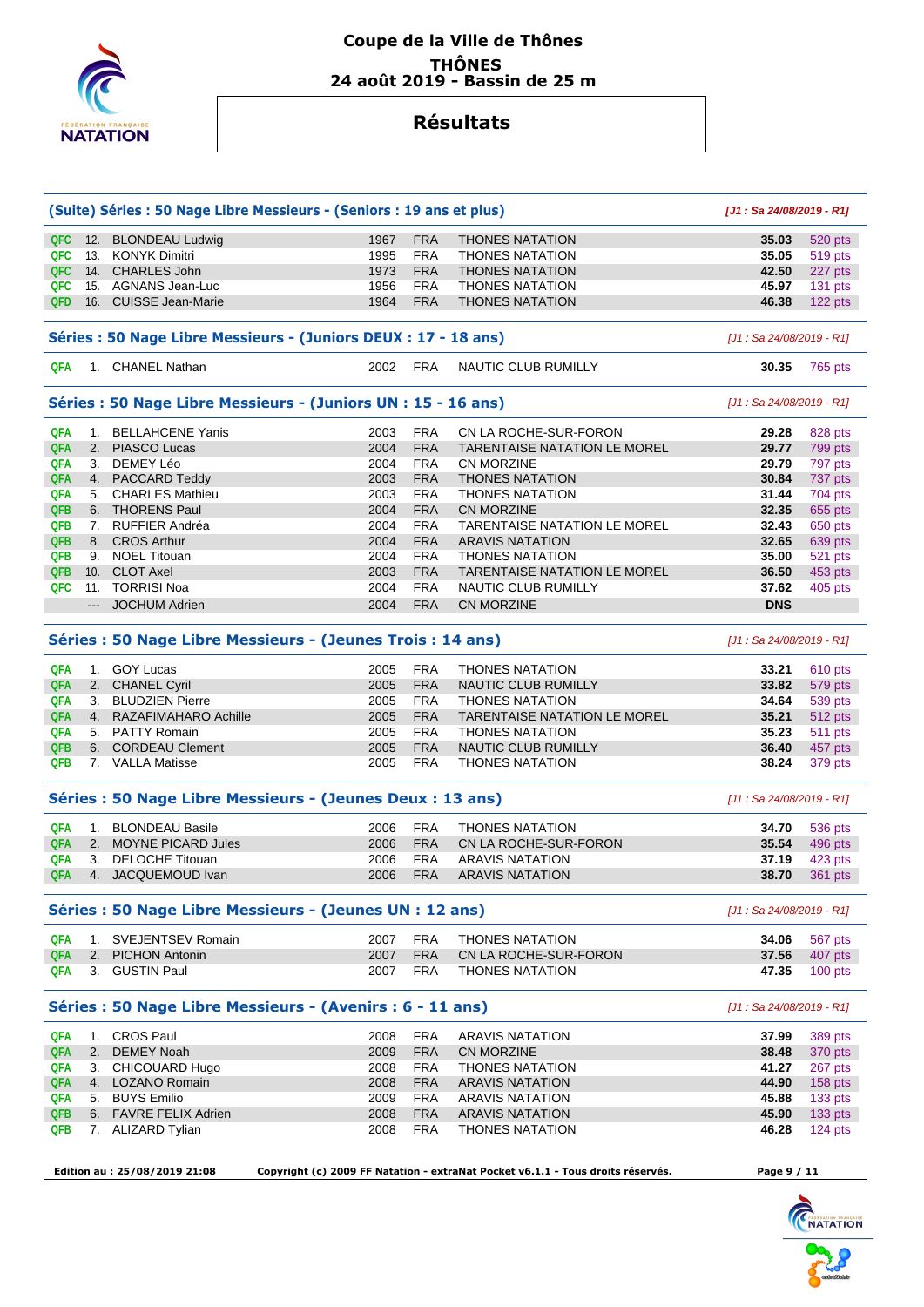# Coupe de la Ville de Thônes

**THÔNES**
**24 août 2019 - Bassin de 25 m**

## Résultats

### (Suite) Séries : 50 Nage Libre Messieurs - (Seniors : 19 ans et plus)

*[J1 : Sa 24/08/2019 - R1]*

| | | | | | | | |
|---|---|---|---|---|---|---|---|
| QFC | 12. | BLONDEAU Ludwig | 1967 | FRA | THONES NATATION | **35.03** | 520 pts |
| QFC | 13. | KONYK Dimitri | 1995 | FRA | THONES NATATION | **35.05** | 519 pts |
| QFC | 14. | CHARLES John | 1973 | FRA | THONES NATATION | **42.50** | 227 pts |
| QFC | 15. | AGNANS Jean-Luc | 1956 | FRA | THONES NATATION | **45.97** | 131 pts |
| QFD | 16. | CUISSE Jean-Marie | 1964 | FRA | THONES NATATION | **46.38** | 122 pts |

### Séries : 50 Nage Libre Messieurs - (Juniors DEUX : 17 - 18 ans)

*[J1 : Sa 24/08/2019 - R1]*

| | | | | | | | |
|---|---|---|---|---|---|---|---|
| QFA | 1. | CHANEL Nathan | 2002 | FRA | NAUTIC CLUB RUMILLY | **30.35** | 765 pts |

### Séries : 50 Nage Libre Messieurs - (Juniors UN : 15 - 16 ans)

*[J1 : Sa 24/08/2019 - R1]*

| | | | | | | | |
|---|---|---|---|---|---|---|---|
| QFA | 1. | BELLAHCENE Yanis | 2003 | FRA | CN LA ROCHE-SUR-FORON | **29.28** | 828 pts |
| QFA | 2. | PIASCO Lucas | 2004 | FRA | TARENTAISE NATATION LE MOREL | **29.77** | 799 pts |
| QFA | 3. | DEMEY Léo | 2004 | FRA | CN MORZINE | **29.79** | 797 pts |
| QFA | 4. | PACCARD Teddy | 2003 | FRA | THONES NATATION | **30.84** | 737 pts |
| QFA | 5. | CHARLES Mathieu | 2003 | FRA | THONES NATATION | **31.44** | 704 pts |
| QFB | 6. | THORENS Paul | 2004 | FRA | CN MORZINE | **32.35** | 655 pts |
| QFB | 7. | RUFFIER Andréa | 2004 | FRA | TARENTAISE NATATION LE MOREL | **32.43** | 650 pts |
| QFB | 8. | CROS Arthur | 2004 | FRA | ARAVIS NATATION | **32.65** | 639 pts |
| QFB | 9. | NOEL Titouan | 2004 | FRA | THONES NATATION | **35.00** | 521 pts |
| QFB | 10. | CLOT Axel | 2003 | FRA | TARENTAISE NATATION LE MOREL | **36.50** | 453 pts |
| QFC | 11. | TORRISI Noa | 2004 | FRA | NAUTIC CLUB RUMILLY | **37.62** | 405 pts |
| | --- | JOCHUM Adrien | 2004 | FRA | CN MORZINE | **DNS** | |

### Séries : 50 Nage Libre Messieurs - (Jeunes Trois : 14 ans)

*[J1 : Sa 24/08/2019 - R1]*

| | | | | | | | |
|---|---|---|---|---|---|---|---|
| QFA | 1. | GOY Lucas | 2005 | FRA | THONES NATATION | **33.21** | 610 pts |
| QFA | 2. | CHANEL Cyril | 2005 | FRA | NAUTIC CLUB RUMILLY | **33.82** | 579 pts |
| QFA | 3. | BLUDZIEN Pierre | 2005 | FRA | THONES NATATION | **34.64** | 539 pts |
| QFA | 4. | RAZAFIMAHARO Achille | 2005 | FRA | TARENTAISE NATATION LE MOREL | **35.21** | 512 pts |
| QFA | 5. | PATTY Romain | 2005 | FRA | THONES NATATION | **35.23** | 511 pts |
| QFB | 6. | CORDEAU Clement | 2005 | FRA | NAUTIC CLUB RUMILLY | **36.40** | 457 pts |
| QFB | 7. | VALLA Matisse | 2005 | FRA | THONES NATATION | **38.24** | 379 pts |

### Séries : 50 Nage Libre Messieurs - (Jeunes Deux : 13 ans)

*[J1 : Sa 24/08/2019 - R1]*

| | | | | | | | |
|---|---|---|---|---|---|---|---|
| QFA | 1. | BLONDEAU Basile | 2006 | FRA | THONES NATATION | **34.70** | 536 pts |
| QFA | 2. | MOYNE PICARD Jules | 2006 | FRA | CN LA ROCHE-SUR-FORON | **35.54** | 496 pts |
| QFA | 3. | DELOCHE Titouan | 2006 | FRA | ARAVIS NATATION | **37.19** | 423 pts |
| QFA | 4. | JACQUEMOUD Ivan | 2006 | FRA | ARAVIS NATATION | **38.70** | 361 pts |

### Séries : 50 Nage Libre Messieurs - (Jeunes UN : 12 ans)

*[J1 : Sa 24/08/2019 - R1]*

| | | | | | | | |
|---|---|---|---|---|---|---|---|
| QFA | 1. | SVEJENTSEV Romain | 2007 | FRA | THONES NATATION | **34.06** | 567 pts |
| QFA | 2. | PICHON Antonin | 2007 | FRA | CN LA ROCHE-SUR-FORON | **37.56** | 407 pts |
| QFA | 3. | GUSTIN Paul | 2007 | FRA | THONES NATATION | **47.35** | 100 pts |

### Séries : 50 Nage Libre Messieurs - (Avenirs : 6 - 11 ans)

*[J1 : Sa 24/08/2019 - R1]*

| | | | | | | | |
|---|---|---|---|---|---|---|---|
| QFA | 1. | CROS Paul | 2008 | FRA | ARAVIS NATATION | **37.99** | 389 pts |
| QFA | 2. | DEMEY Noah | 2009 | FRA | CN MORZINE | **38.48** | 370 pts |
| QFA | 3. | CHICOUARD Hugo | 2008 | FRA | THONES NATATION | **41.27** | 267 pts |
| QFA | 4. | LOZANO Romain | 2008 | FRA | ARAVIS NATATION | **44.90** | 158 pts |
| QFA | 5. | BUYS Emilio | 2009 | FRA | ARAVIS NATATION | **45.88** | 133 pts |
| QFB | 6. | FAVRE FELIX Adrien | 2008 | FRA | ARAVIS NATATION | **45.90** | 133 pts |
| QFB | 7. | ALIZARD Tylian | 2008 | FRA | THONES NATATION | **46.28** | 124 pts |

**Edition au : 25/08/2019 21:08** **Copyright (c) 2009 FF Natation - extraNat Pocket v6.1.1 - Tous droits réservés.**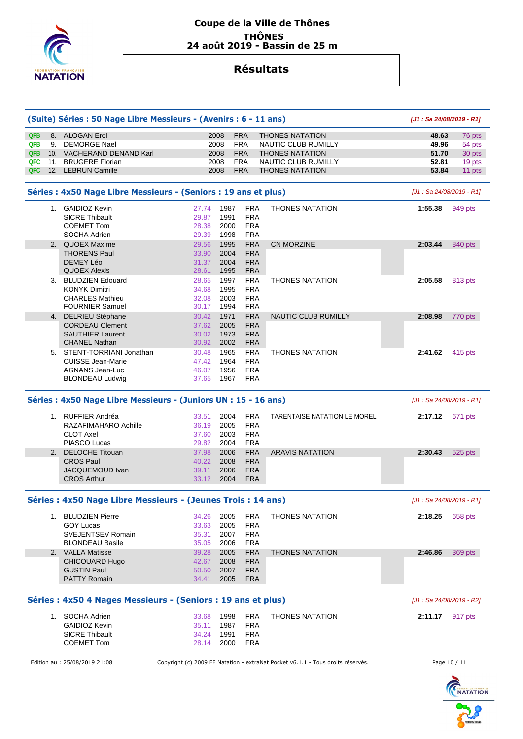**Coupe de la Ville de Thônes**
**THÔNES**
**24 août 2019 - Bassin de 25 m**

## Résultats

### (Suite) Séries : 50 Nage Libre Messieurs - (Avenirs : 6 - 11 ans)

*[J1 : Sa 24/08/2019 - R1]*

| | Rang | Nom | Année | Nat. | Club | Temps | Points |
|---|---|---|---|---|---|---|---|
| QFB | 8. | ALOGAN Erol | 2008 | FRA | THONES NATATION | 48.63 | 76 pts |
| QFB | 9. | DEMORGE Nael | 2008 | FRA | NAUTIC CLUB RUMILLY | 49.96 | 54 pts |
| QFB | 10. | VACHERAND DENAND Karl | 2008 | FRA | THONES NATATION | 51.70 | 30 pts |
| QFC | 11. | BRUGERE Florian | 2008 | FRA | NAUTIC CLUB RUMILLY | 52.81 | 19 pts |
| QFC | 12. | LEBRUN Camille | 2008 | FRA | THONES NATATION | 53.84 | 11 pts |

### Séries : 4x50 Nage Libre Messieurs - (Seniors : 19 ans et plus)

*[J1 : Sa 24/08/2019 - R1]*

| Rang | Nom | Temps | Année | Nat. | Club | Temps | Points |
|---|---|---|---|---|---|---|---|
| 1. | GAIDIOZ Kevin | 27.74 | 1987 | FRA | THONES NATATION | 1:55.38 | 949 pts |
| | SICRE Thibault | 29.87 | 1991 | FRA | | | |
| | COEMET Tom | 28.38 | 2000 | FRA | | | |
| | SOCHA Adrien | 29.39 | 1998 | FRA | | | |
| 2. | QUOEX Maxime | 29.56 | 1995 | FRA | CN MORZINE | 2:03.44 | 840 pts |
| | THORENS Paul | 33.90 | 2004 | FRA | | | |
| | DEMEY Léo | 31.37 | 2004 | FRA | | | |
| | QUOEX Alexis | 28.61 | 1995 | FRA | | | |
| 3. | BLUDZIEN Edouard | 28.65 | 1997 | FRA | THONES NATATION | 2:05.58 | 813 pts |
| | KONYK Dimitri | 34.68 | 1995 | FRA | | | |
| | CHARLES Mathieu | 32.08 | 2003 | FRA | | | |
| | FOURNIER Samuel | 30.17 | 1994 | FRA | | | |
| 4. | DELRIEU Stéphane | 30.42 | 1971 | FRA | NAUTIC CLUB RUMILLY | 2:08.98 | 770 pts |
| | CORDEAU Clement | 37.62 | 2005 | FRA | | | |
| | SAUTHIER Laurent | 30.02 | 1973 | FRA | | | |
| | CHANEL Nathan | 30.92 | 2002 | FRA | | | |
| 5. | STENT-TORRIANI Jonathan | 30.48 | 1965 | FRA | THONES NATATION | 2:41.62 | 415 pts |
| | CUISSE Jean-Marie | 47.42 | 1964 | FRA | | | |
| | AGNANS Jean-Luc | 46.07 | 1956 | FRA | | | |
| | BLONDEAU Ludwig | 37.65 | 1967 | FRA | | | |

### Séries : 4x50 Nage Libre Messieurs - (Juniors UN : 15 - 16 ans)

*[J1 : Sa 24/08/2019 - R1]*

| Rang | Nom | Temps | Année | Nat. | Club | Temps | Points |
|---|---|---|---|---|---|---|---|
| 1. | RUFFIER Andréa | 33.51 | 2004 | FRA | TARENTAISE NATATION LE MOREL | 2:17.12 | 671 pts |
| | RAZAFIMAHARO Achille | 36.19 | 2005 | FRA | | | |
| | CLOT Axel | 37.60 | 2003 | FRA | | | |
| | PIASCO Lucas | 29.82 | 2004 | FRA | | | |
| 2. | DELOCHE Titouan | 37.98 | 2006 | FRA | ARAVIS NATATION | 2:30.43 | 525 pts |
| | CROS Paul | 40.22 | 2008 | FRA | | | |
| | JACQUEMOUD Ivan | 39.11 | 2006 | FRA | | | |
| | CROS Arthur | 33.12 | 2004 | FRA | | | |

### Séries : 4x50 Nage Libre Messieurs - (Jeunes Trois : 14 ans)

*[J1 : Sa 24/08/2019 - R1]*

| Rang | Nom | Temps | Année | Nat. | Club | Temps | Points |
|---|---|---|---|---|---|---|---|
| 1. | BLUDZIEN Pierre | 34.26 | 2005 | FRA | THONES NATATION | 2:18.25 | 658 pts |
| | GOY Lucas | 33.63 | 2005 | FRA | | | |
| | SVEJENTSEV Romain | 35.31 | 2007 | FRA | | | |
| | BLONDEAU Basile | 35.05 | 2006 | FRA | | | |
| 2. | VALLA Matisse | 39.28 | 2005 | FRA | THONES NATATION | 2:46.86 | 369 pts |
| | CHICOUARD Hugo | 42.67 | 2008 | FRA | | | |
| | GUSTIN Paul | 50.50 | 2007 | FRA | | | |
| | PATTY Romain | 34.41 | 2005 | FRA | | | |

### Séries : 4x50 4 Nages Messieurs - (Seniors : 19 ans et plus)

*[J1 : Sa 24/08/2019 - R2]*

| Rang | Nom | Temps | Année | Nat. | Club | Temps | Points |
|---|---|---|---|---|---|---|---|
| 1. | SOCHA Adrien | 33.68 | 1998 | FRA | THONES NATATION | 2:11.17 | 917 pts |
| | GAIDIOZ Kevin | 35.11 | 1987 | FRA | | | |
| | SICRE Thibault | 34.24 | 1991 | FRA | | | |
| | COEMET Tom | 28.14 | 2000 | FRA | | | |

Edition au : 25/08/2019 21:08 — Copyright (c) 2009 FF Natation - extraNat Pocket v6.1.1 - Tous droits réservés.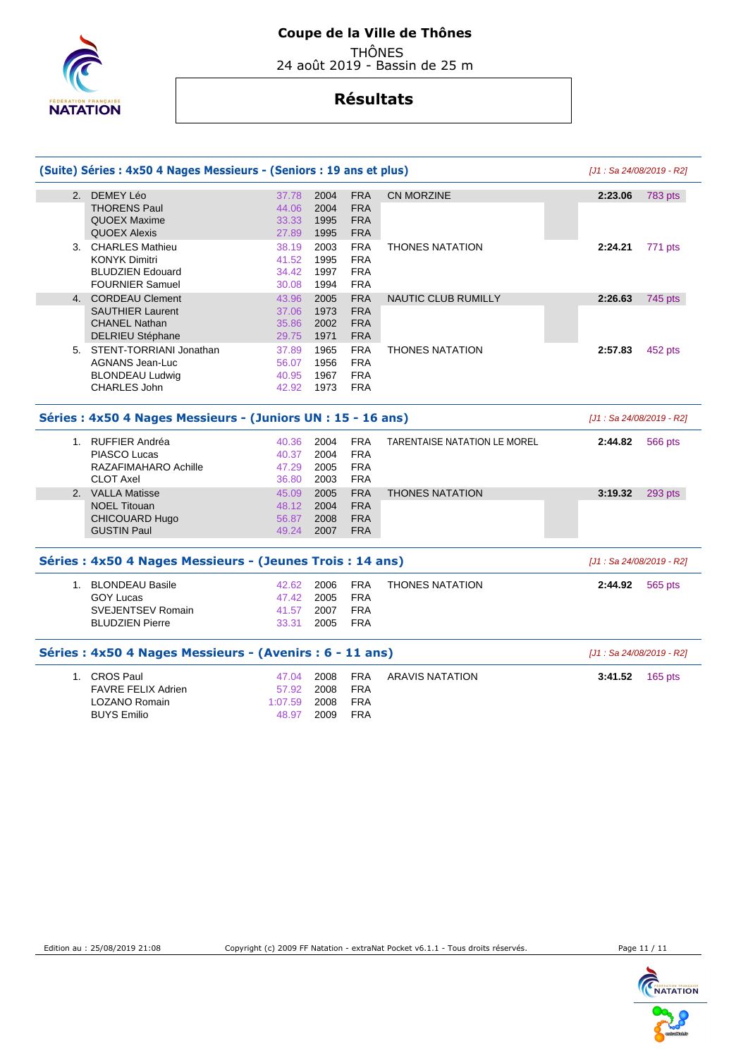# Coupe de la Ville de Thônes

THÔNES

24 août 2019 - Bassin de 25 m

## Résultats

### (Suite) Séries : 4x50 4 Nages Messieurs - (Seniors : 19 ans et plus)

*[J1 : Sa 24/08/2019 - R2]*

| | | | | | | | |
|---|---|---|---|---|---|---|---|
| 2. | DEMEY Léo | 37.78 | 2004 | FRA | CN MORZINE | **2:23.06** | 783 pts |
| | THORENS Paul | 44.06 | 2004 | FRA | | | |
| | QUOEX Maxime | 33.33 | 1995 | FRA | | | |
| | QUOEX Alexis | 27.89 | 1995 | FRA | | | |
| 3. | CHARLES Mathieu | 38.19 | 2003 | FRA | THONES NATATION | **2:24.21** | 771 pts |
| | KONYK Dimitri | 41.52 | 1995 | FRA | | | |
| | BLUDZIEN Edouard | 34.42 | 1997 | FRA | | | |
| | FOURNIER Samuel | 30.08 | 1994 | FRA | | | |
| 4. | CORDEAU Clement | 43.96 | 2005 | FRA | NAUTIC CLUB RUMILLY | **2:26.63** | 745 pts |
| | SAUTHIER Laurent | 37.06 | 1973 | FRA | | | |
| | CHANEL Nathan | 35.86 | 2002 | FRA | | | |
| | DELRIEU Stéphane | 29.75 | 1971 | FRA | | | |
| 5. | STENT-TORRIANI Jonathan | 37.89 | 1965 | FRA | THONES NATATION | **2:57.83** | 452 pts |
| | AGNANS Jean-Luc | 56.07 | 1956 | FRA | | | |
| | BLONDEAU Ludwig | 40.95 | 1967 | FRA | | | |
| | CHARLES John | 42.92 | 1973 | FRA | | | |

### Séries : 4x50 4 Nages Messieurs - (Juniors UN : 15 - 16 ans)

*[J1 : Sa 24/08/2019 - R2]*

| | | | | | | | |
|---|---|---|---|---|---|---|---|
| 1. | RUFFIER Andréa | 40.36 | 2004 | FRA | TARENTAISE NATATION LE MOREL | **2:44.82** | 566 pts |
| | PIASCO Lucas | 40.37 | 2004 | FRA | | | |
| | RAZAFIMAHARO Achille | 47.29 | 2005 | FRA | | | |
| | CLOT Axel | 36.80 | 2003 | FRA | | | |
| 2. | VALLA Matisse | 45.09 | 2005 | FRA | THONES NATATION | **3:19.32** | 293 pts |
| | NOEL Titouan | 48.12 | 2004 | FRA | | | |
| | CHICOUARD Hugo | 56.87 | 2008 | FRA | | | |
| | GUSTIN Paul | 49.24 | 2007 | FRA | | | |

### Séries : 4x50 4 Nages Messieurs - (Jeunes Trois : 14 ans)

*[J1 : Sa 24/08/2019 - R2]*

| | | | | | | | |
|---|---|---|---|---|---|---|---|
| 1. | BLONDEAU Basile | 42.62 | 2006 | FRA | THONES NATATION | **2:44.92** | 565 pts |
| | GOY Lucas | 47.42 | 2005 | FRA | | | |
| | SVEJENTSEV Romain | 41.57 | 2007 | FRA | | | |
| | BLUDZIEN Pierre | 33.31 | 2005 | FRA | | | |

### Séries : 4x50 4 Nages Messieurs - (Avenirs : 6 - 11 ans)

*[J1 : Sa 24/08/2019 - R2]*

| | | | | | | | |
|---|---|---|---|---|---|---|---|
| 1. | CROS Paul | 47.04 | 2008 | FRA | ARAVIS NATATION | **3:41.52** | 165 pts |
| | FAVRE FELIX Adrien | 57.92 | 2008 | FRA | | | |
| | LOZANO Romain | 1:07.59 | 2008 | FRA | | | |
| | BUYS Emilio | 48.97 | 2009 | FRA | | | |